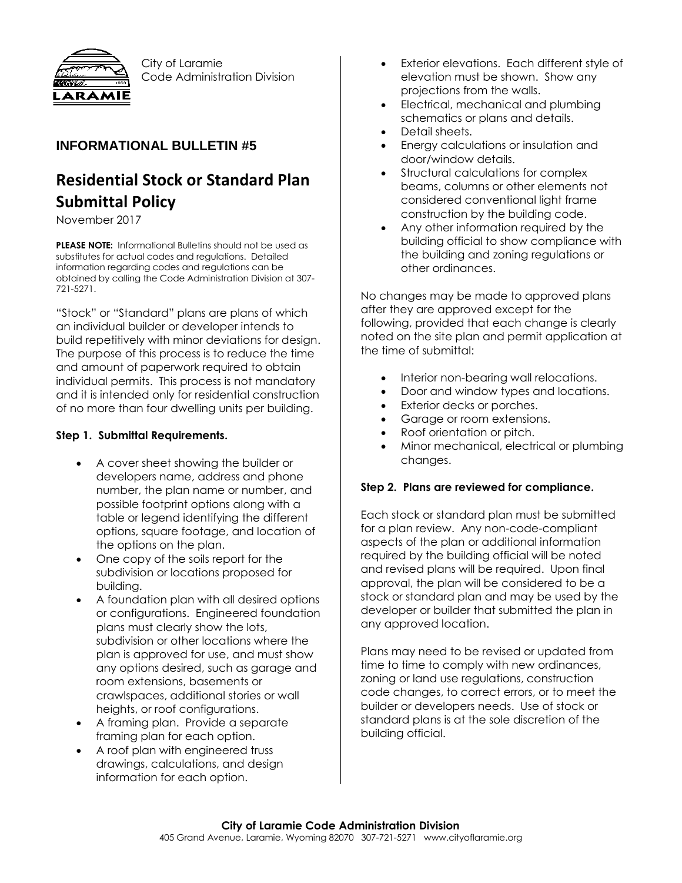City of Laramie
Code Administration Division

## INFORMATIONAL BULLETIN #5

# Residential Stock or Standard Plan Submittal Policy

November 2017

**PLEASE NOTE:** Informational Bulletins should not be used as substitutes for actual codes and regulations. Detailed information regarding codes and regulations can be obtained by calling the Code Administration Division at 307-721-5271.

"Stock" or "Standard" plans are plans of which an individual builder or developer intends to build repetitively with minor deviations for design. The purpose of this process is to reduce the time and amount of paperwork required to obtain individual permits. This process is not mandatory and it is intended only for residential construction of no more than four dwelling units per building.

### Step 1. Submittal Requirements.

- A cover sheet showing the builder or developers name, address and phone number, the plan name or number, and possible footprint options along with a table or legend identifying the different options, square footage, and location of the options on the plan.
- One copy of the soils report for the subdivision or locations proposed for building.
- A foundation plan with all desired options or configurations. Engineered foundation plans must clearly show the lots, subdivision or other locations where the plan is approved for use, and must show any options desired, such as garage and room extensions, basements or crawlspaces, additional stories or wall heights, or roof configurations.
- A framing plan. Provide a separate framing plan for each option.
- A roof plan with engineered truss drawings, calculations, and design information for each option.
- Exterior elevations. Each different style of elevation must be shown. Show any projections from the walls.
- Electrical, mechanical and plumbing schematics or plans and details.
- Detail sheets.
- Energy calculations or insulation and door/window details.
- Structural calculations for complex beams, columns or other elements not considered conventional light frame construction by the building code.
- Any other information required by the building official to show compliance with the building and zoning regulations or other ordinances.

No changes may be made to approved plans after they are approved except for the following, provided that each change is clearly noted on the site plan and permit application at the time of submittal:

- Interior non-bearing wall relocations.
- Door and window types and locations.
- Exterior decks or porches.
- Garage or room extensions.
- Roof orientation or pitch.
- Minor mechanical, electrical or plumbing changes.

### Step 2. Plans are reviewed for compliance.

Each stock or standard plan must be submitted for a plan review. Any non-code-compliant aspects of the plan or additional information required by the building official will be noted and revised plans will be required. Upon final approval, the plan will be considered to be a stock or standard plan and may be used by the developer or builder that submitted the plan in any approved location.

Plans may need to be revised or updated from time to time to comply with new ordinances, zoning or land use regulations, construction code changes, to correct errors, or to meet the builder or developers needs. Use of stock or standard plans is at the sole discretion of the building official.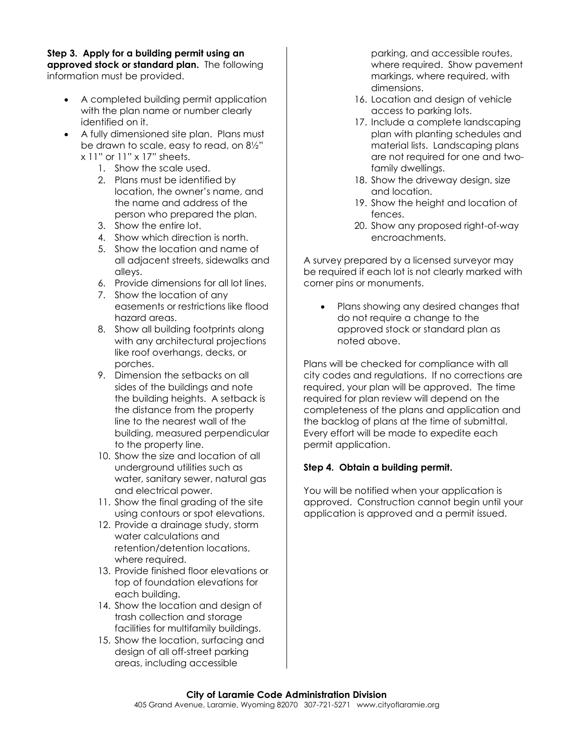**Step 3. Apply for a building permit using an approved stock or standard plan.** The following information must be provided.

- A completed building permit application with the plan name or number clearly identified on it.
- A fully dimensioned site plan. Plans must be drawn to scale, easy to read, on 8½" x 11" or 11" x 17" sheets.
    1. Show the scale used.
    2. Plans must be identified by location, the owner's name, and the name and address of the person who prepared the plan.
    3. Show the entire lot.
    4. Show which direction is north.
    5. Show the location and name of all adjacent streets, sidewalks and alleys.
    6. Provide dimensions for all lot lines.
    7. Show the location of any easements or restrictions like flood hazard areas.
    8. Show all building footprints along with any architectural projections like roof overhangs, decks, or porches.
    9. Dimension the setbacks on all sides of the buildings and note the building heights. A setback is the distance from the property line to the nearest wall of the building, measured perpendicular to the property line.
    10. Show the size and location of all underground utilities such as water, sanitary sewer, natural gas and electrical power.
    11. Show the final grading of the site using contours or spot elevations.
    12. Provide a drainage study, storm water calculations and retention/detention locations, where required.
    13. Provide finished floor elevations or top of foundation elevations for each building.
    14. Show the location and design of trash collection and storage facilities for multifamily buildings.
    15. Show the location, surfacing and design of all off-street parking areas, including accessible parking, and accessible routes, where required. Show pavement markings, where required, with dimensions.
    16. Location and design of vehicle access to parking lots.
    17. Include a complete landscaping plan with planting schedules and material lists. Landscaping plans are not required for one and two-family dwellings.
    18. Show the driveway design, size and location.
    19. Show the height and location of fences.
    20. Show any proposed right-of-way encroachments.

A survey prepared by a licensed surveyor may be required if each lot is not clearly marked with corner pins or monuments.

- Plans showing any desired changes that do not require a change to the approved stock or standard plan as noted above.

Plans will be checked for compliance with all city codes and regulations. If no corrections are required, your plan will be approved. The time required for plan review will depend on the completeness of the plans and application and the backlog of plans at the time of submittal. Every effort will be made to expedite each permit application.

**Step 4. Obtain a building permit.**

You will be notified when your application is approved. Construction cannot begin until your application is approved and a permit issued.

**City of Laramie Code Administration Division**
405 Grand Avenue, Laramie, Wyoming 82070 307-721-5271 www.cityoflaramie.org